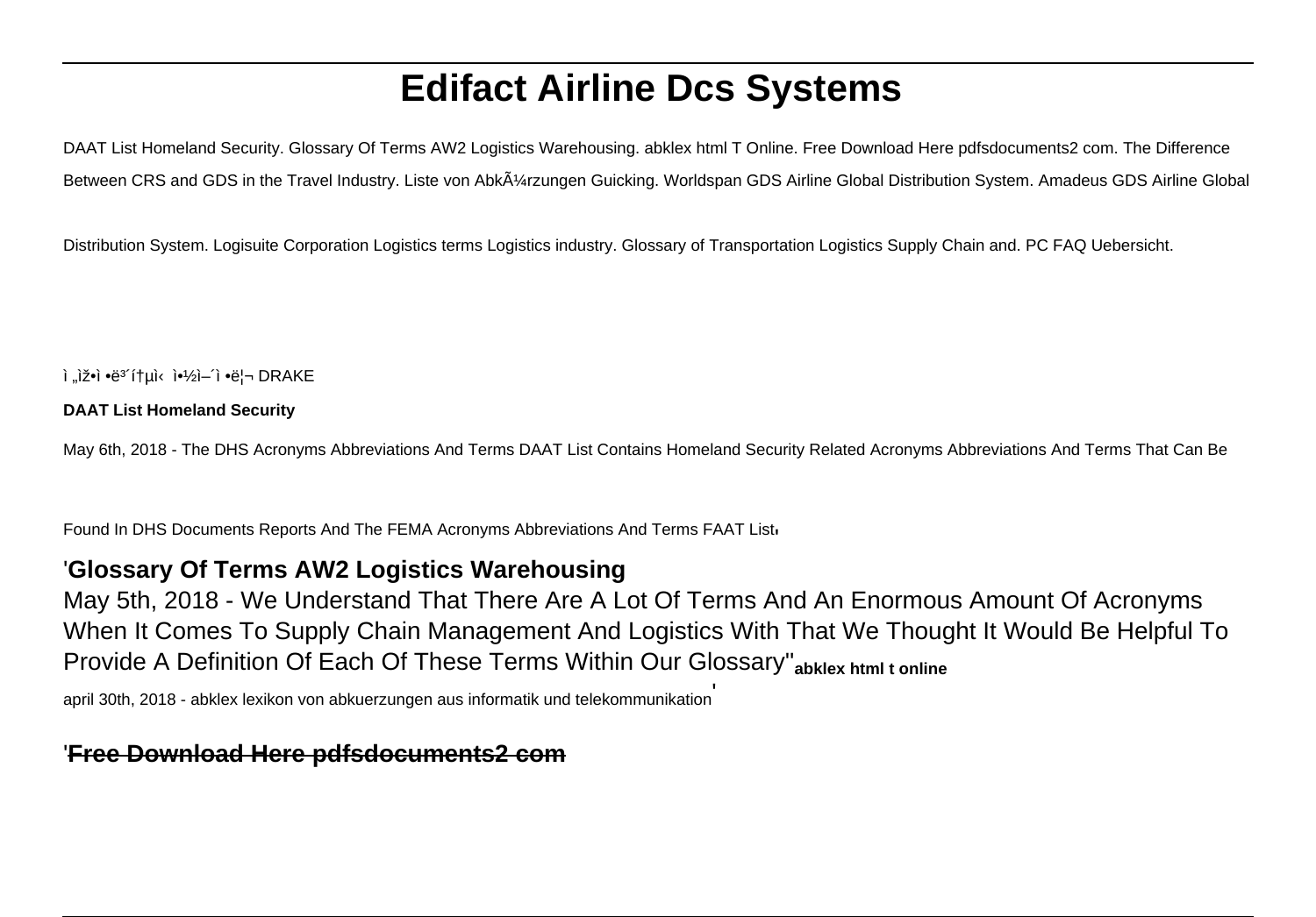# Edifact Airline Dcs Systems

DAAT List Homeland Security. Glossary Of Terms AW2 Logistics Warehousing. abklex html T Online. Free Download Here pdfsdocuments2 com. The Difference Between CRS and GDS in the Travel Industry. Liste von AbkÃ¼rzungen Guicking. Worldspan GDS Airline Global Distribution System. Amadeus GDS Airline Global Distribution System. Logisuite Corporation Logistics terms Logistics industry. Glossary of Transportation Logistics Supply Chain and. PC FAQ Uebersicht.

ì „ìž•ì •ë³´í†µì‹  ì•½ì–´ì •ë¦¬ DRAKE

**DAAT List Homeland Security**

May 6th, 2018 - The DHS Acronyms Abbreviations And Terms DAAT List Contains Homeland Security Related Acronyms Abbreviations And Terms That Can Be Found In DHS Documents Reports And The FEMA Acronyms Abbreviations And Terms FAAT List'

## 'Glossary Of Terms AW2 Logistics Warehousing

May 5th, 2018 - We Understand That There Are A Lot Of Terms And An Enormous Amount Of Acronyms When It Comes To Supply Chain Management And Logistics With That We Thought It Would Be Helpful To Provide A Definition Of Each Of These Terms Within Our Glossary''**abklex html t online**

april 30th, 2018 - abklex lexikon von abkuerzungen aus informatik und telekommunikation'

## '~~Free Download Here pdfsdocuments2 com~~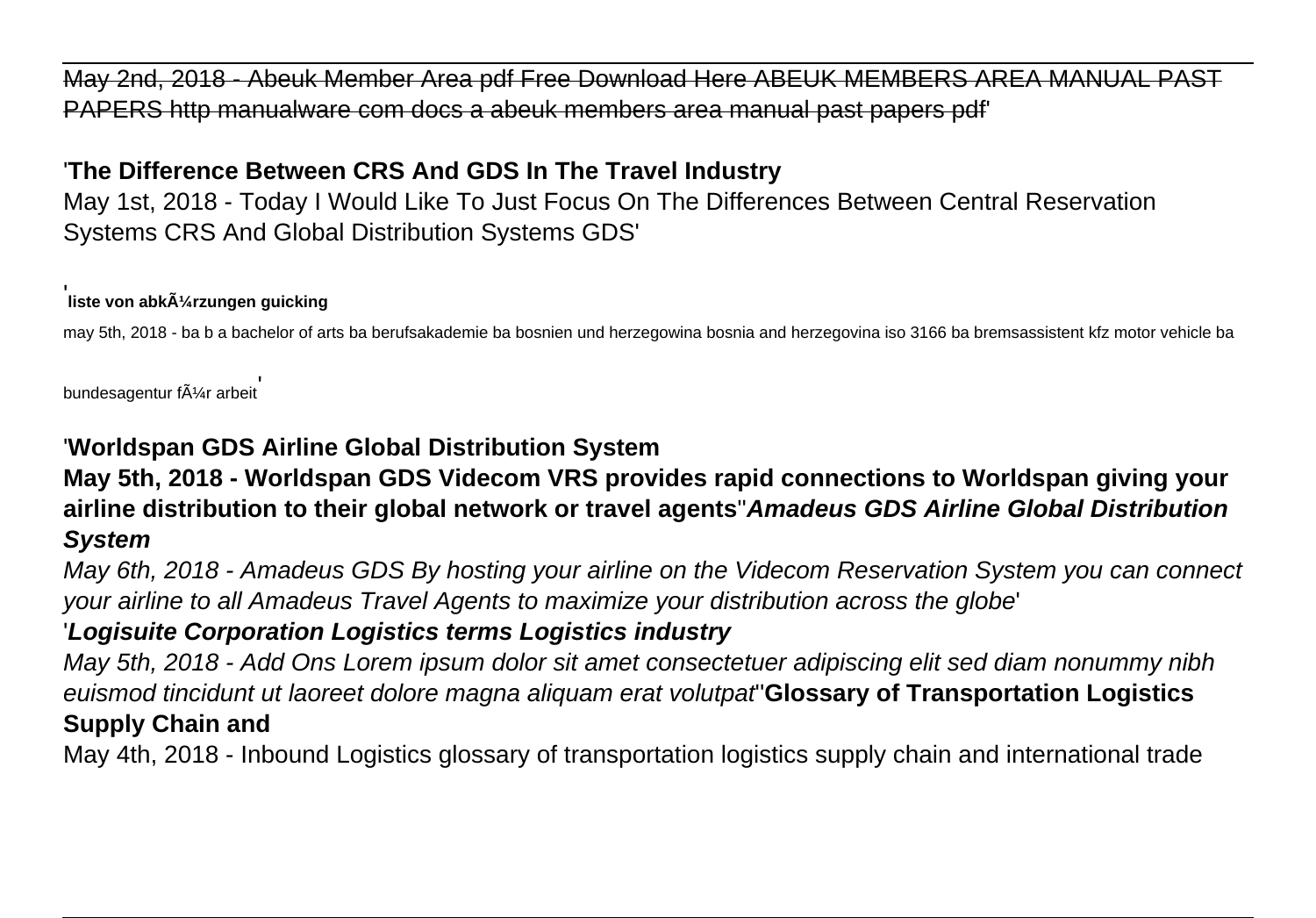May 2nd, 2018 - Abeuk Member Area pdf Free Download Here ABEUK MEMBERS AREA MANUAL PAST PAPERS http manualware com docs a abeuk members area manual past papers pdf'

'**The Difference Between CRS And GDS In The Travel Industry**

May 1st, 2018 - Today I Would Like To Just Focus On The Differences Between Central Reservation Systems CRS And Global Distribution Systems GDS'

'**liste von abkÃ¼rzungen guicking**

may 5th, 2018 - ba b a bachelor of arts ba berufsakademie ba bosnien und herzegowina bosnia and herzegovina iso 3166 ba bremsassistent kfz motor vehicle ba bundesagentur fÃ¼r arbeit'

'**Worldspan GDS Airline Global Distribution System**

**May 5th, 2018 - Worldspan GDS Videcom VRS provides rapid connections to Worldspan giving your airline distribution to their global network or travel agents**''***Amadeus GDS Airline Global Distribution System***

*May 6th, 2018 - Amadeus GDS By hosting your airline on the Videcom Reservation System you can connect your airline to all Amadeus Travel Agents to maximize your distribution across the globe*'

'***Logisuite Corporation Logistics terms Logistics industry***

*May 5th, 2018 - Add Ons Lorem ipsum dolor sit amet consectetuer adipiscing elit sed diam nonummy nibh euismod tincidunt ut laoreet dolore magna aliquam erat volutpat*''**Glossary of Transportation Logistics Supply Chain and**

May 4th, 2018 - Inbound Logistics glossary of transportation logistics supply chain and international trade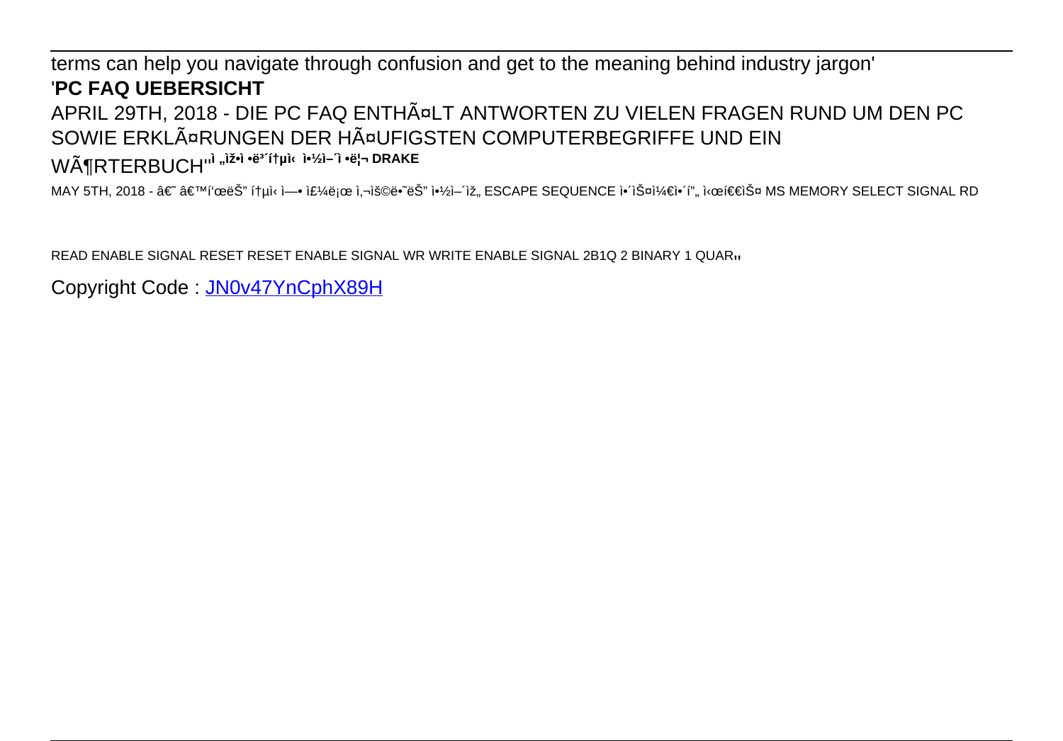terms can help you navigate through confusion and get to the meaning behind industry jargon'
'**PC FAQ UEBERSICHT**

APRIL 29TH, 2018 - DIE PC FAQ ENTHÃ¤LT ANTWORTEN ZU VIELEN FRAGEN RUND UM DEN PC SOWIE ERKLÃ¤RUNGEN DER HÃ¤UFIGSTEN COMPUTERBEGRIFFE UND EIN WÃ¶RTERBUCH''**ì „ìž•ì •ë³´í†µì‹ ì•½ì–´ì •ë¦¬ DRAKE**

MAY 5TH, 2018 - â€˜ â€™í'œëŠ" í†µì‹ ì—• ì£¼ë¡œ ì‚¬ìš©ë•˜ëŠ" ì•½ì–´ìž„ ESCAPE SEQUENCE ì•´ìŠ¤ì¼€ì•´í" ì‹œí€€ìŠ¤ MS MEMORY SELECT SIGNAL RD

READ ENABLE SIGNAL RESET RESET ENABLE SIGNAL WR WRITE ENABLE SIGNAL 2B1Q 2 BINARY 1 QUAR''

Copyright Code : JN0v47YnCphX89H